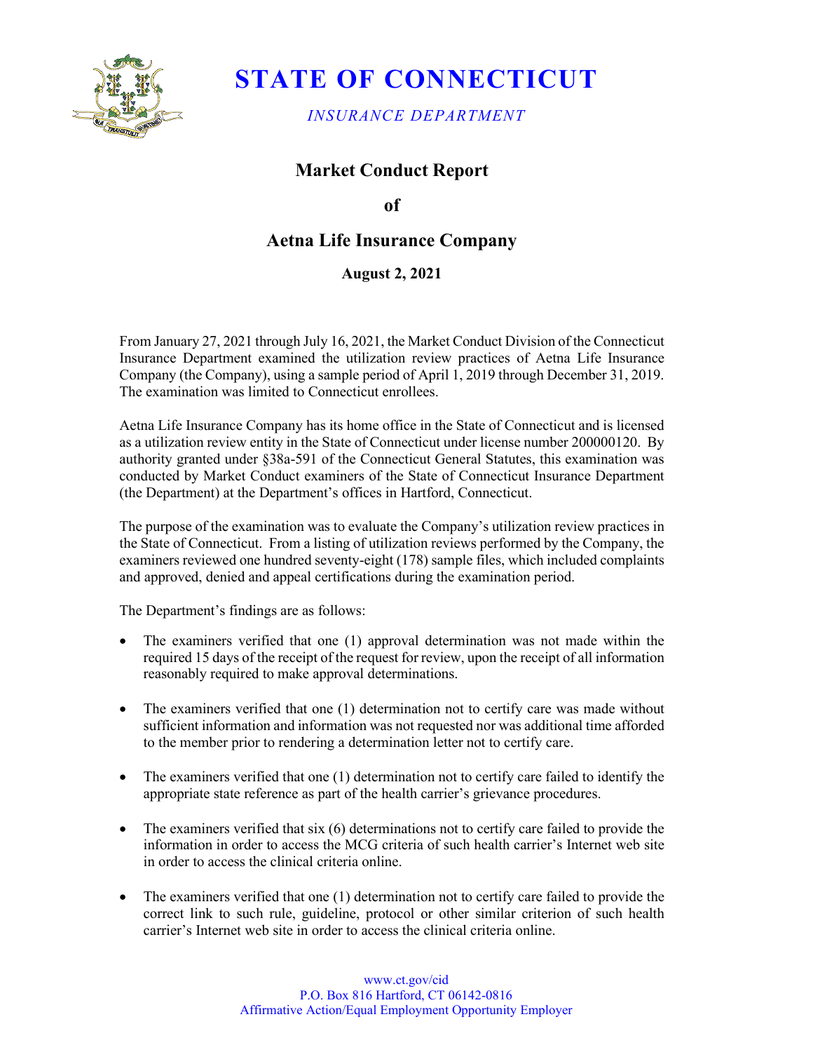# STATE OF CONNECTICUT

*INSURANCE DEPARTMENT*

## Market Conduct Report

## of

## Aetna Life Insurance Company

**August 2, 2021**

From January 27, 2021 through July 16, 2021, the Market Conduct Division of the Connecticut Insurance Department examined the utilization review practices of Aetna Life Insurance Company (the Company), using a sample period of April 1, 2019 through December 31, 2019. The examination was limited to Connecticut enrollees.

Aetna Life Insurance Company has its home office in the State of Connecticut and is licensed as a utilization review entity in the State of Connecticut under license number 200000120. By authority granted under §38a-591 of the Connecticut General Statutes, this examination was conducted by Market Conduct examiners of the State of Connecticut Insurance Department (the Department) at the Department's offices in Hartford, Connecticut.

The purpose of the examination was to evaluate the Company's utilization review practices in the State of Connecticut. From a listing of utilization reviews performed by the Company, the examiners reviewed one hundred seventy-eight (178) sample files, which included complaints and approved, denied and appeal certifications during the examination period.

The Department's findings are as follows:

- The examiners verified that one (1) approval determination was not made within the required 15 days of the receipt of the request for review, upon the receipt of all information reasonably required to make approval determinations.
- The examiners verified that one (1) determination not to certify care was made without sufficient information and information was not requested nor was additional time afforded to the member prior to rendering a determination letter not to certify care.
- The examiners verified that one (1) determination not to certify care failed to identify the appropriate state reference as part of the health carrier's grievance procedures.
- The examiners verified that six (6) determinations not to certify care failed to provide the information in order to access the MCG criteria of such health carrier's Internet web site in order to access the clinical criteria online.
- The examiners verified that one (1) determination not to certify care failed to provide the correct link to such rule, guideline, protocol or other similar criterion of such health carrier's Internet web site in order to access the clinical criteria online.

www.ct.gov/cid
P.O. Box 816 Hartford, CT 06142-0816
Affirmative Action/Equal Employment Opportunity Employer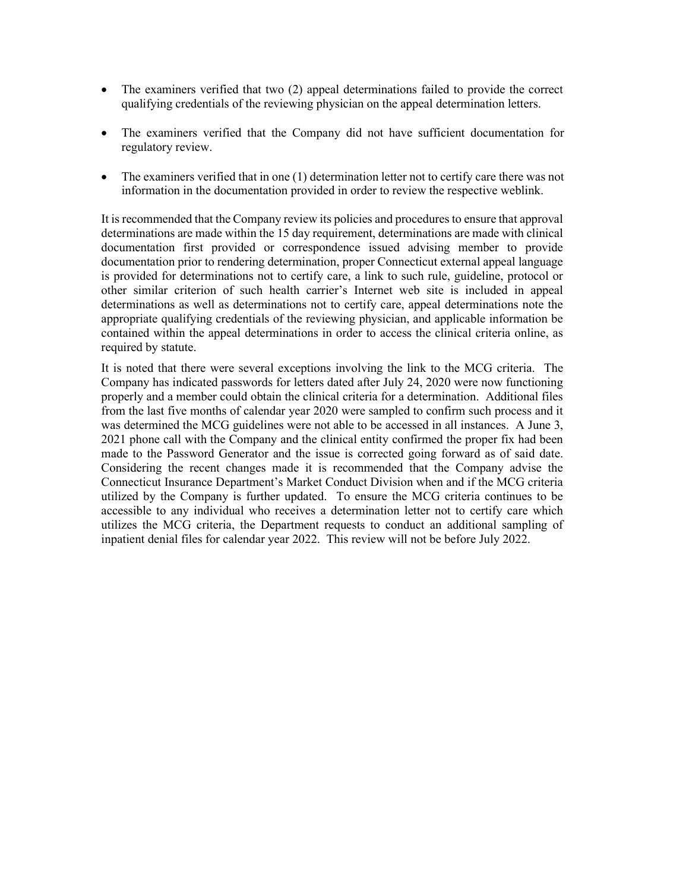- The examiners verified that two (2) appeal determinations failed to provide the correct qualifying credentials of the reviewing physician on the appeal determination letters.

- The examiners verified that the Company did not have sufficient documentation for regulatory review.

- The examiners verified that in one (1) determination letter not to certify care there was not information in the documentation provided in order to review the respective weblink.

It is recommended that the Company review its policies and procedures to ensure that approval determinations are made within the 15 day requirement, determinations are made with clinical documentation first provided or correspondence issued advising member to provide documentation prior to rendering determination, proper Connecticut external appeal language is provided for determinations not to certify care, a link to such rule, guideline, protocol or other similar criterion of such health carrier's Internet web site is included in appeal determinations as well as determinations not to certify care, appeal determinations note the appropriate qualifying credentials of the reviewing physician, and applicable information be contained within the appeal determinations in order to access the clinical criteria online, as required by statute.

It is noted that there were several exceptions involving the link to the MCG criteria. The Company has indicated passwords for letters dated after July 24, 2020 were now functioning properly and a member could obtain the clinical criteria for a determination. Additional files from the last five months of calendar year 2020 were sampled to confirm such process and it was determined the MCG guidelines were not able to be accessed in all instances. A June 3, 2021 phone call with the Company and the clinical entity confirmed the proper fix had been made to the Password Generator and the issue is corrected going forward as of said date. Considering the recent changes made it is recommended that the Company advise the Connecticut Insurance Department's Market Conduct Division when and if the MCG criteria utilized by the Company is further updated. To ensure the MCG criteria continues to be accessible to any individual who receives a determination letter not to certify care which utilizes the MCG criteria, the Department requests to conduct an additional sampling of inpatient denial files for calendar year 2022. This review will not be before July 2022.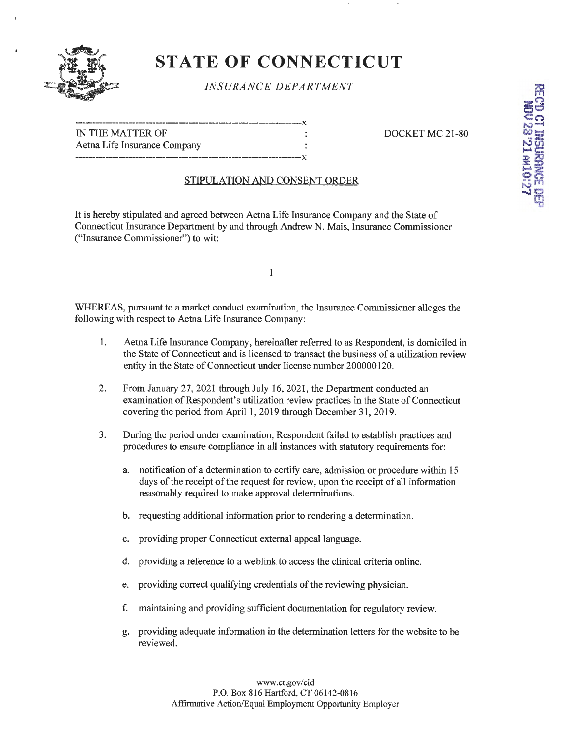# STATE OF CONNECTICUT

*INSURANCE DEPARTMENT*

IN THE MATTER OF Aetna Life Insurance Company

DOCKET MC 21-80

RECD CT INSURANCE DEP NOV 23 '21 AM10:27

## STIPULATION AND CONSENT ORDER

It is hereby stipulated and agreed between Aetna Life Insurance Company and the State of Connecticut Insurance Department by and through Andrew N. Mais, Insurance Commissioner ("Insurance Commissioner") to wit:

I

WHEREAS, pursuant to a market conduct examination, the Insurance Commissioner alleges the following with respect to Aetna Life Insurance Company:

1. Aetna Life Insurance Company, hereinafter referred to as Respondent, is domiciled in the State of Connecticut and is licensed to transact the business of a utilization review entity in the State of Connecticut under license number 200000120.

2. From January 27, 2021 through July 16, 2021, the Department conducted an examination of Respondent's utilization review practices in the State of Connecticut covering the period from April 1, 2019 through December 31, 2019.

3. During the period under examination, Respondent failed to establish practices and procedures to ensure compliance in all instances with statutory requirements for:

   a. notification of a determination to certify care, admission or procedure within 15 days of the receipt of the request for review, upon the receipt of all information reasonably required to make approval determinations.

   b. requesting additional information prior to rendering a determination.

   c. providing proper Connecticut external appeal language.

   d. providing a reference to a weblink to access the clinical criteria online.

   e. providing correct qualifying credentials of the reviewing physician.

   f. maintaining and providing sufficient documentation for regulatory review.

   g. providing adequate information in the determination letters for the website to be reviewed.

www.ct.gov/cid
P.O. Box 816 Hartford, CT 06142-0816
Affirmative Action/Equal Employment Opportunity Employer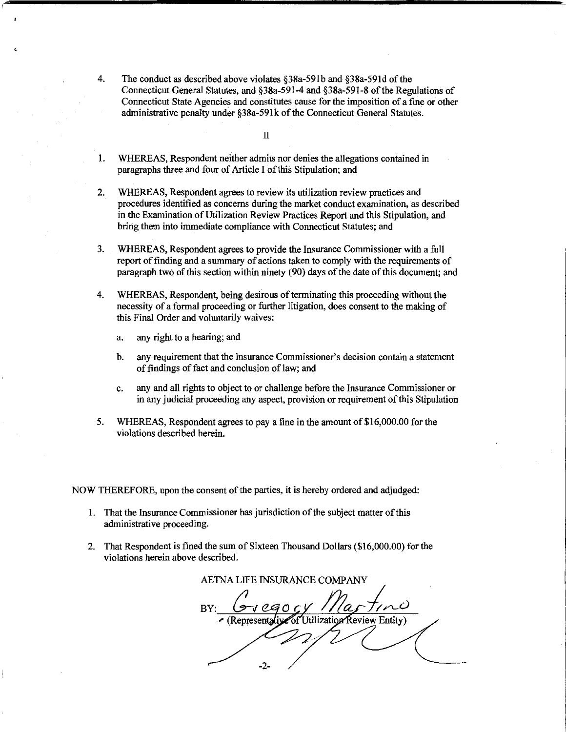4. The conduct as described above violates §38a-591b and §38a-591d of the Connecticut General Statutes, and §38a-591-4 and §38a-591-8 of the Regulations of Connecticut State Agencies and constitutes cause for the imposition of a fine or other administrative penalty under §38a-591k of the Connecticut General Statutes.

II

1. WHEREAS, Respondent neither admits nor denies the allegations contained in paragraphs three and four of Article I of this Stipulation; and

2. WHEREAS, Respondent agrees to review its utilization review practices and procedures identified as concerns during the market conduct examination, as described in the Examination of Utilization Review Practices Report and this Stipulation, and bring them into immediate compliance with Connecticut Statutes; and

3. WHEREAS, Respondent agrees to provide the Insurance Commissioner with a full report of finding and a summary of actions taken to comply with the requirements of paragraph two of this section within ninety (90) days of the date of this document; and

4. WHEREAS, Respondent, being desirous of terminating this proceeding without the necessity of a formal proceeding or further litigation, does consent to the making of this Final Order and voluntarily waives:

   a. any right to a hearing; and

   b. any requirement that the Insurance Commissioner's decision contain a statement of findings of fact and conclusion of law; and

   c. any and all rights to object to or challenge before the Insurance Commissioner or in any judicial proceeding any aspect, provision or requirement of this Stipulation

5. WHEREAS, Respondent agrees to pay a fine in the amount of $16,000.00 for the violations described herein.

NOW THEREFORE, upon the consent of the parties, it is hereby ordered and adjudged:

1. That the Insurance Commissioner has jurisdiction of the subject matter of this administrative proceeding.

2. That Respondent is fined the sum of Sixteen Thousand Dollars ($16,000.00) for the violations herein above described.

AETNA LIFE INSURANCE COMPANY

BY: Gregory Martino
(Representative of Utilization Review Entity)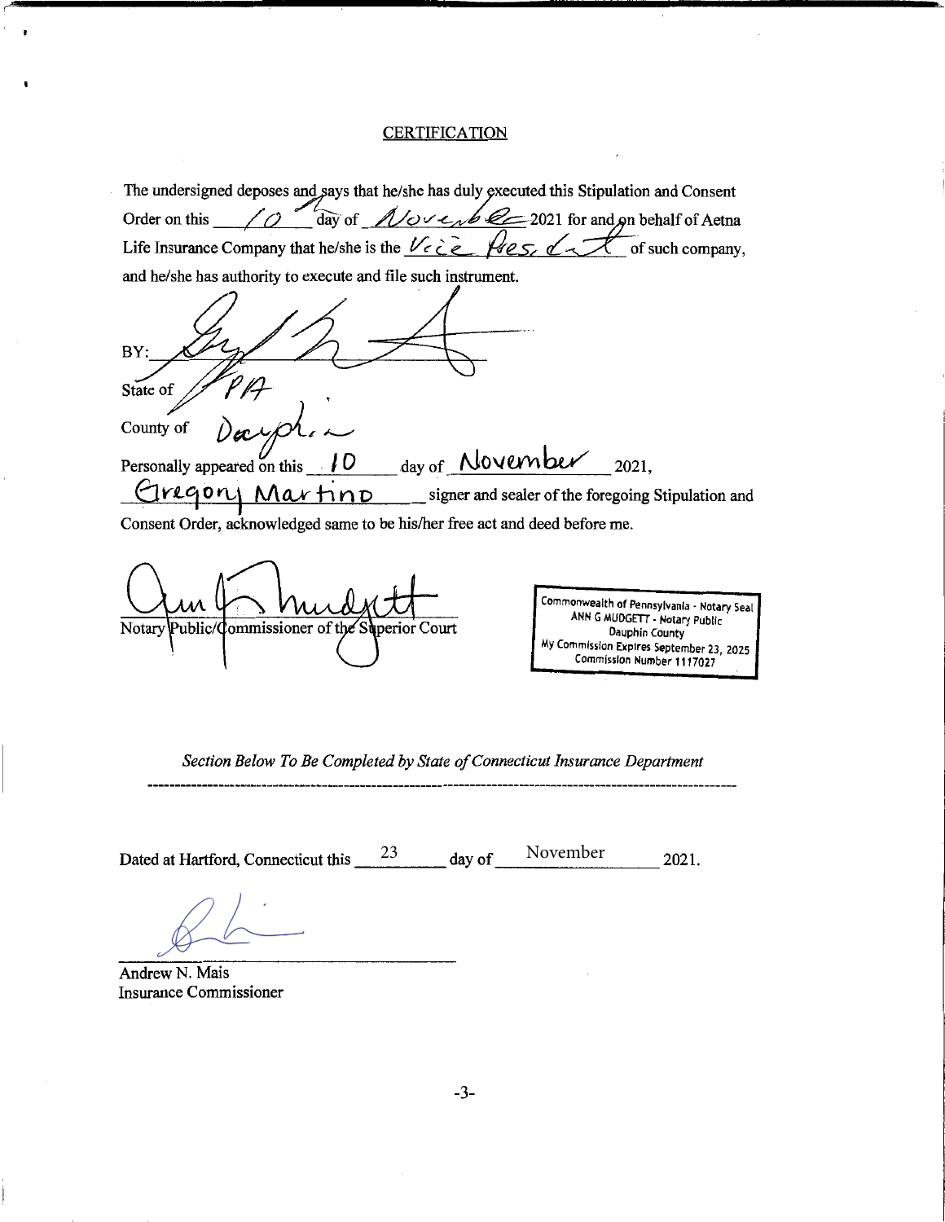CERTIFICATION

The undersigned deposes and says that he/she has duly executed this Stipulation and Consent Order on this 10 day of November 2021 for and on behalf of Aetna Life Insurance Company that he/she is the Vice President of such company, and he/she has authority to execute and file such instrument.

BY: ______________________

State of PA

County of Dauphin

Personally appeared on this 10 day of November 2021,
Gregory Martino signer and sealer of the foregoing Stipulation and Consent Order, acknowledged same to be his/her free act and deed before me.

______________________
Notary Public/Commissioner of the Superior Court

Commonwealth of Pennsylvania - Notary Seal
ANN G MUDGETT - Notary Public
Dauphin County
My Commission Expires September 23, 2025
Commission Number 1117027

*Section Below To Be Completed by State of Connecticut Insurance Department*

---

Dated at Hartford, Connecticut this 23 day of November 2021.

______________________
Andrew N. Mais
Insurance Commissioner